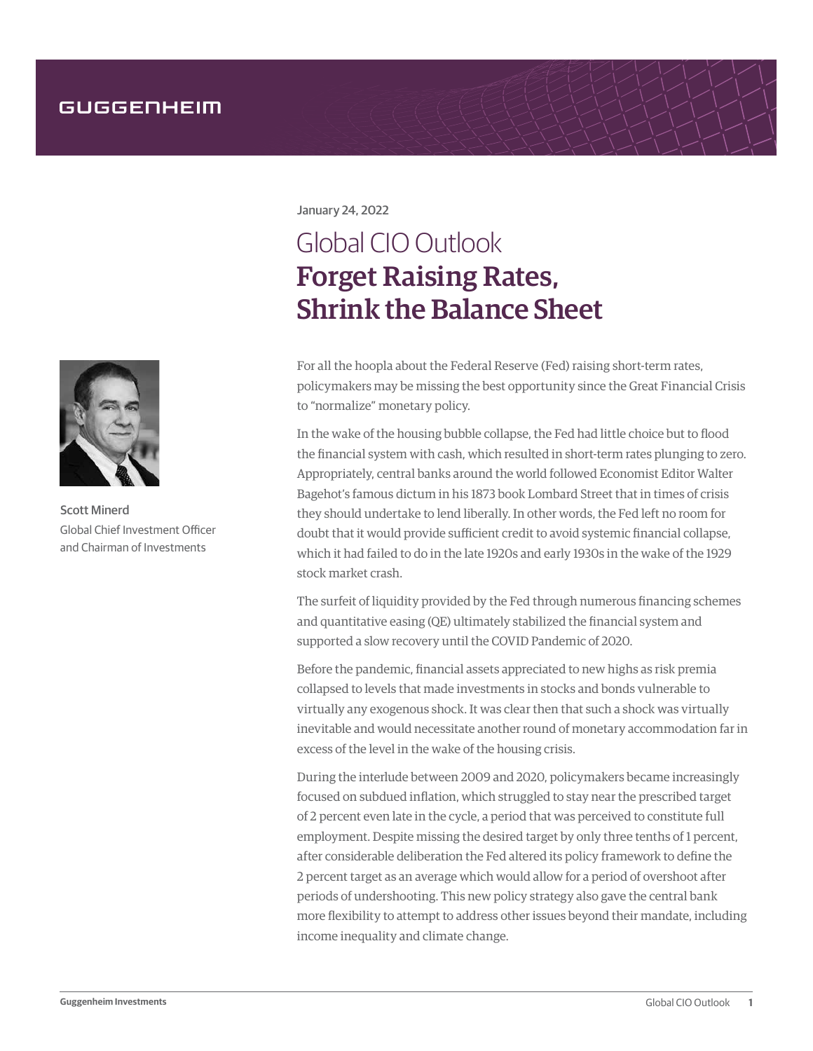GUGGENHEIM

January 24, 2022

# Global CIO Outlook
# Forget Raising Rates, Shrink the Balance Sheet

Scott Minerd
Global Chief Investment Officer and Chairman of Investments

For all the hoopla about the Federal Reserve (Fed) raising short-term rates, policymakers may be missing the best opportunity since the Great Financial Crisis to "normalize" monetary policy.

In the wake of the housing bubble collapse, the Fed had little choice but to flood the financial system with cash, which resulted in short-term rates plunging to zero. Appropriately, central banks around the world followed Economist Editor Walter Bagehot's famous dictum in his 1873 book Lombard Street that in times of crisis they should undertake to lend liberally. In other words, the Fed left no room for doubt that it would provide sufficient credit to avoid systemic financial collapse, which it had failed to do in the late 1920s and early 1930s in the wake of the 1929 stock market crash.

The surfeit of liquidity provided by the Fed through numerous financing schemes and quantitative easing (QE) ultimately stabilized the financial system and supported a slow recovery until the COVID Pandemic of 2020.

Before the pandemic, financial assets appreciated to new highs as risk premia collapsed to levels that made investments in stocks and bonds vulnerable to virtually any exogenous shock. It was clear then that such a shock was virtually inevitable and would necessitate another round of monetary accommodation far in excess of the level in the wake of the housing crisis.

During the interlude between 2009 and 2020, policymakers became increasingly focused on subdued inflation, which struggled to stay near the prescribed target of 2 percent even late in the cycle, a period that was perceived to constitute full employment. Despite missing the desired target by only three tenths of 1 percent, after considerable deliberation the Fed altered its policy framework to define the 2 percent target as an average which would allow for a period of overshoot after periods of undershooting. This new policy strategy also gave the central bank more flexibility to attempt to address other issues beyond their mandate, including income inequality and climate change.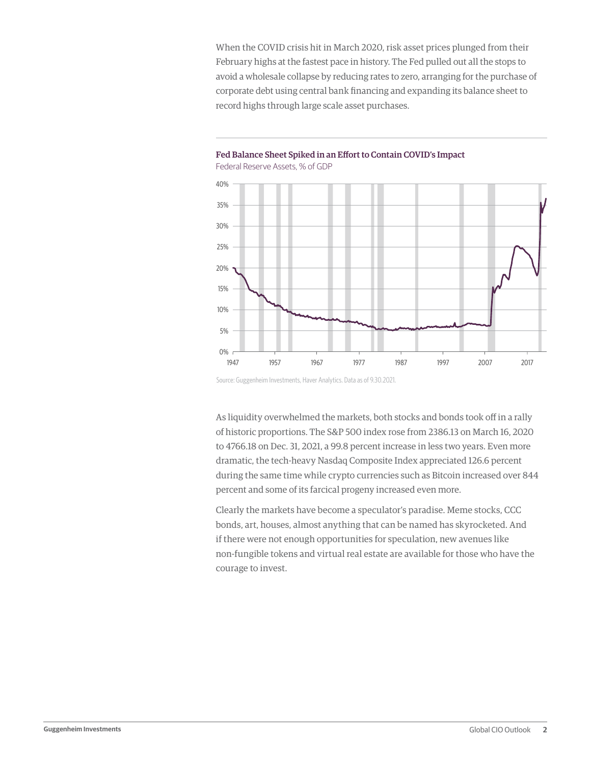When the COVID crisis hit in March 2020, risk asset prices plunged from their February highs at the fastest pace in history. The Fed pulled out all the stops to avoid a wholesale collapse by reducing rates to zero, arranging for the purchase of corporate debt using central bank financing and expanding its balance sheet to record highs through large scale asset purchases.

**Fed Balance Sheet Spiked in an Effort to Contain COVID's Impact**

Federal Reserve Assets, % of GDP

Source: Guggenheim Investments, Haver Analytics. Data as of 9.30.2021.

As liquidity overwhelmed the markets, both stocks and bonds took off in a rally of historic proportions. The S&P 500 index rose from 2386.13 on March 16, 2020 to 4766.18 on Dec. 31, 2021, a 99.8 percent increase in less two years. Even more dramatic, the tech-heavy Nasdaq Composite Index appreciated 126.6 percent during the same time while crypto currencies such as Bitcoin increased over 844 percent and some of its farcical progeny increased even more.

Clearly the markets have become a speculator's paradise. Meme stocks, CCC bonds, art, houses, almost anything that can be named has skyrocketed. And if there were not enough opportunities for speculation, new avenues like non-fungible tokens and virtual real estate are available for those who have the courage to invest.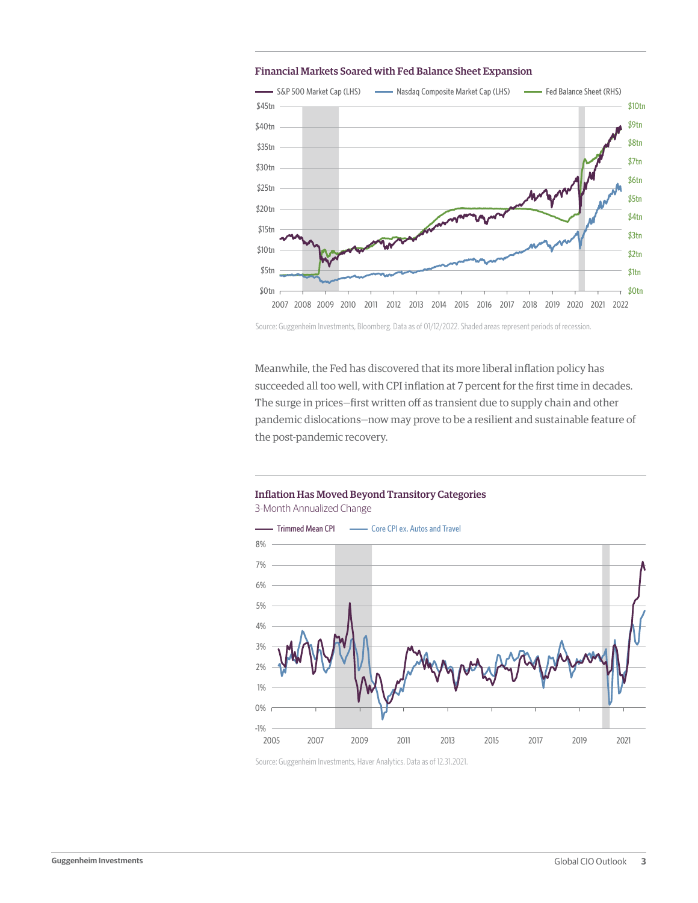**Financial Markets Soared with Fed Balance Sheet Expansion**

Source: Guggenheim Investments, Bloomberg. Data as of 01/12/2022. Shaded areas represent periods of recession.

Meanwhile, the Fed has discovered that its more liberal inflation policy has succeeded all too well, with CPI inflation at 7 percent for the first time in decades. The surge in prices—first written off as transient due to supply chain and other pandemic dislocations—now may prove to be a resilient and sustainable feature of the post-pandemic recovery.

**Inflation Has Moved Beyond Transitory Categories**

3-Month Annualized Change

Source: Guggenheim Investments, Haver Analytics. Data as of 12.31.2021.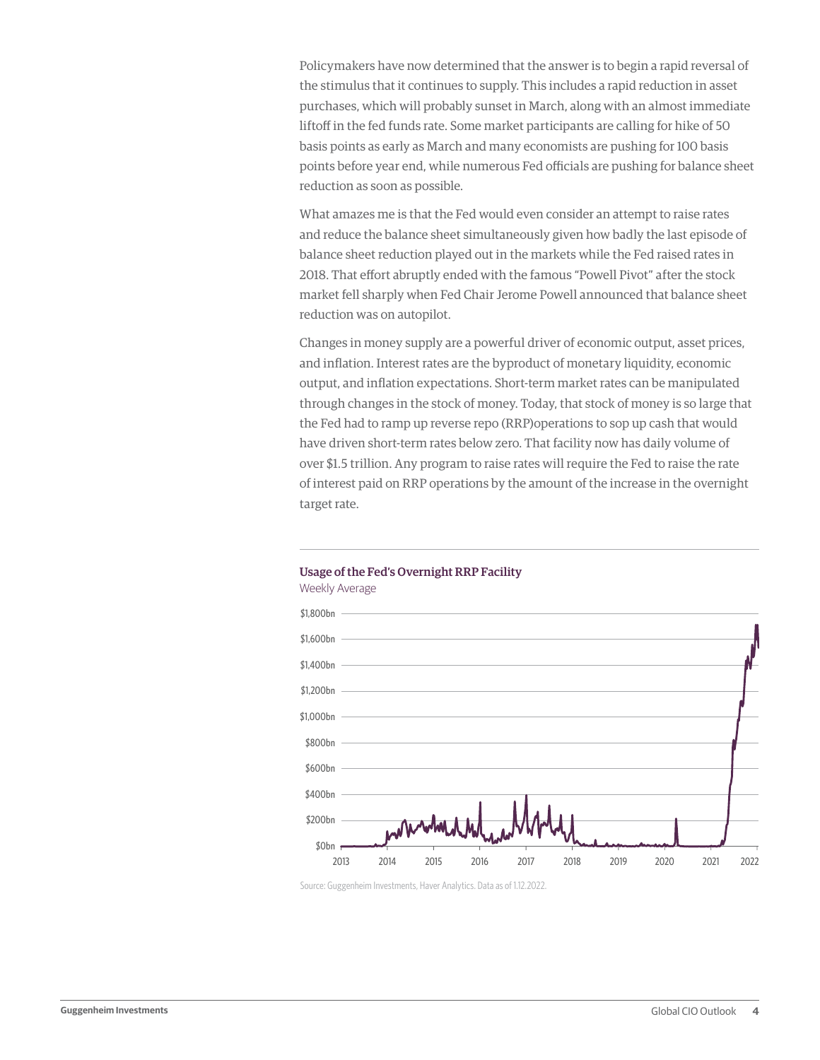Policymakers have now determined that the answer is to begin a rapid reversal of the stimulus that it continues to supply. This includes a rapid reduction in asset purchases, which will probably sunset in March, along with an almost immediate liftoff in the fed funds rate. Some market participants are calling for hike of 50 basis points as early as March and many economists are pushing for 100 basis points before year end, while numerous Fed officials are pushing for balance sheet reduction as soon as possible.

What amazes me is that the Fed would even consider an attempt to raise rates and reduce the balance sheet simultaneously given how badly the last episode of balance sheet reduction played out in the markets while the Fed raised rates in 2018. That effort abruptly ended with the famous "Powell Pivot" after the stock market fell sharply when Fed Chair Jerome Powell announced that balance sheet reduction was on autopilot.

Changes in money supply are a powerful driver of economic output, asset prices, and inflation. Interest rates are the byproduct of monetary liquidity, economic output, and inflation expectations. Short-term market rates can be manipulated through changes in the stock of money. Today, that stock of money is so large that the Fed had to ramp up reverse repo (RRP)operations to sop up cash that would have driven short-term rates below zero. That facility now has daily volume of over $1.5 trillion. Any program to raise rates will require the Fed to raise the rate of interest paid on RRP operations by the amount of the increase in the overnight target rate.

**Usage of the Fed's Overnight RRP Facility**

Weekly Average

Source: Guggenheim Investments, Haver Analytics. Data as of 1.12.2022.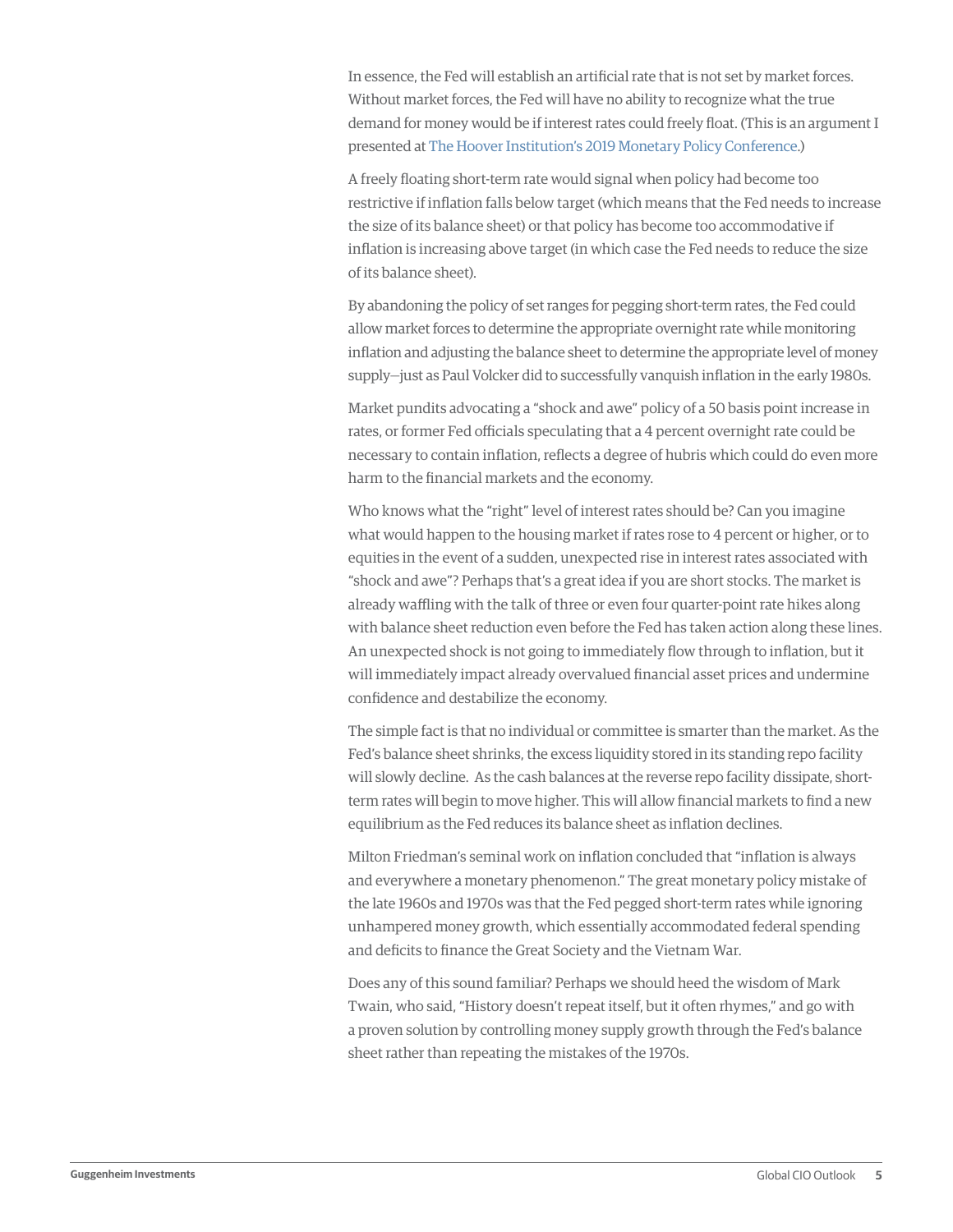In essence, the Fed will establish an artificial rate that is not set by market forces. Without market forces, the Fed will have no ability to recognize what the true demand for money would be if interest rates could freely float. (This is an argument I presented at The Hoover Institution's 2019 Monetary Policy Conference.)

A freely floating short-term rate would signal when policy had become too restrictive if inflation falls below target (which means that the Fed needs to increase the size of its balance sheet) or that policy has become too accommodative if inflation is increasing above target (in which case the Fed needs to reduce the size of its balance sheet).

By abandoning the policy of set ranges for pegging short-term rates, the Fed could allow market forces to determine the appropriate overnight rate while monitoring inflation and adjusting the balance sheet to determine the appropriate level of money supply—just as Paul Volcker did to successfully vanquish inflation in the early 1980s.

Market pundits advocating a "shock and awe" policy of a 50 basis point increase in rates, or former Fed officials speculating that a 4 percent overnight rate could be necessary to contain inflation, reflects a degree of hubris which could do even more harm to the financial markets and the economy.

Who knows what the "right" level of interest rates should be? Can you imagine what would happen to the housing market if rates rose to 4 percent or higher, or to equities in the event of a sudden, unexpected rise in interest rates associated with "shock and awe"? Perhaps that's a great idea if you are short stocks. The market is already waffling with the talk of three or even four quarter-point rate hikes along with balance sheet reduction even before the Fed has taken action along these lines. An unexpected shock is not going to immediately flow through to inflation, but it will immediately impact already overvalued financial asset prices and undermine confidence and destabilize the economy.

The simple fact is that no individual or committee is smarter than the market. As the Fed's balance sheet shrinks, the excess liquidity stored in its standing repo facility will slowly decline. As the cash balances at the reverse repo facility dissipate, short-term rates will begin to move higher. This will allow financial markets to find a new equilibrium as the Fed reduces its balance sheet as inflation declines.

Milton Friedman's seminal work on inflation concluded that "inflation is always and everywhere a monetary phenomenon." The great monetary policy mistake of the late 1960s and 1970s was that the Fed pegged short-term rates while ignoring unhampered money growth, which essentially accommodated federal spending and deficits to finance the Great Society and the Vietnam War.

Does any of this sound familiar? Perhaps we should heed the wisdom of Mark Twain, who said, "History doesn't repeat itself, but it often rhymes," and go with a proven solution by controlling money supply growth through the Fed's balance sheet rather than repeating the mistakes of the 1970s.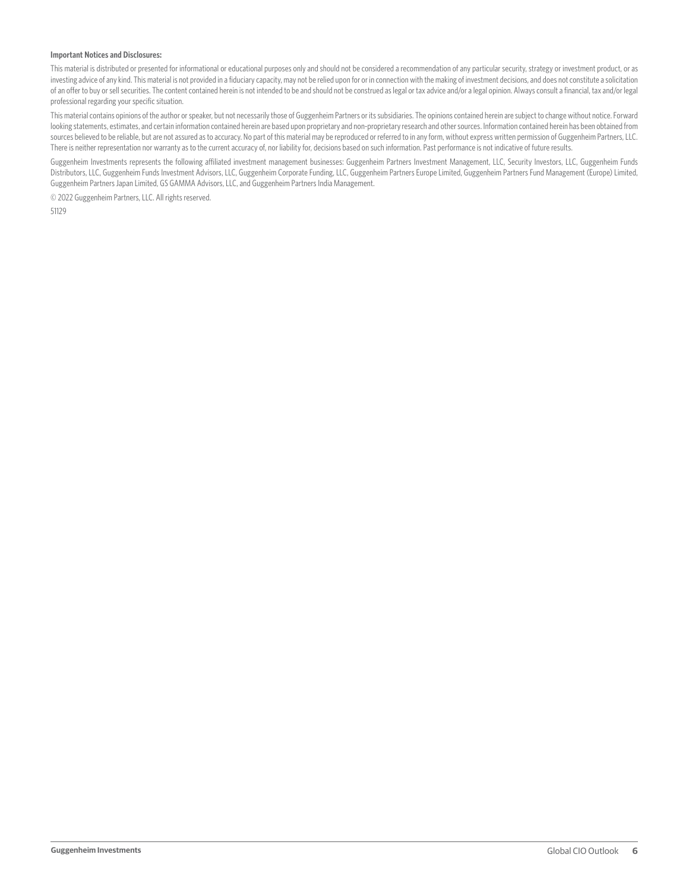**Important Notices and Disclosures:**

This material is distributed or presented for informational or educational purposes only and should not be considered a recommendation of any particular security, strategy or investment product, or as investing advice of any kind. This material is not provided in a fiduciary capacity, may not be relied upon for or in connection with the making of investment decisions, and does not constitute a solicitation of an offer to buy or sell securities. The content contained herein is not intended to be and should not be construed as legal or tax advice and/or a legal opinion. Always consult a financial, tax and/or legal professional regarding your specific situation.

This material contains opinions of the author or speaker, but not necessarily those of Guggenheim Partners or its subsidiaries. The opinions contained herein are subject to change without notice. Forward looking statements, estimates, and certain information contained herein are based upon proprietary and non-proprietary research and other sources. Information contained herein has been obtained from sources believed to be reliable, but are not assured as to accuracy. No part of this material may be reproduced or referred to in any form, without express written permission of Guggenheim Partners, LLC. There is neither representation nor warranty as to the current accuracy of, nor liability for, decisions based on such information. Past performance is not indicative of future results.

Guggenheim Investments represents the following affiliated investment management businesses: Guggenheim Partners Investment Management, LLC, Security Investors, LLC, Guggenheim Funds Distributors, LLC, Guggenheim Funds Investment Advisors, LLC, Guggenheim Corporate Funding, LLC, Guggenheim Partners Europe Limited, Guggenheim Partners Fund Management (Europe) Limited, Guggenheim Partners Japan Limited, GS GAMMA Advisors, LLC, and Guggenheim Partners India Management.

© 2022 Guggenheim Partners, LLC. All rights reserved.

51129